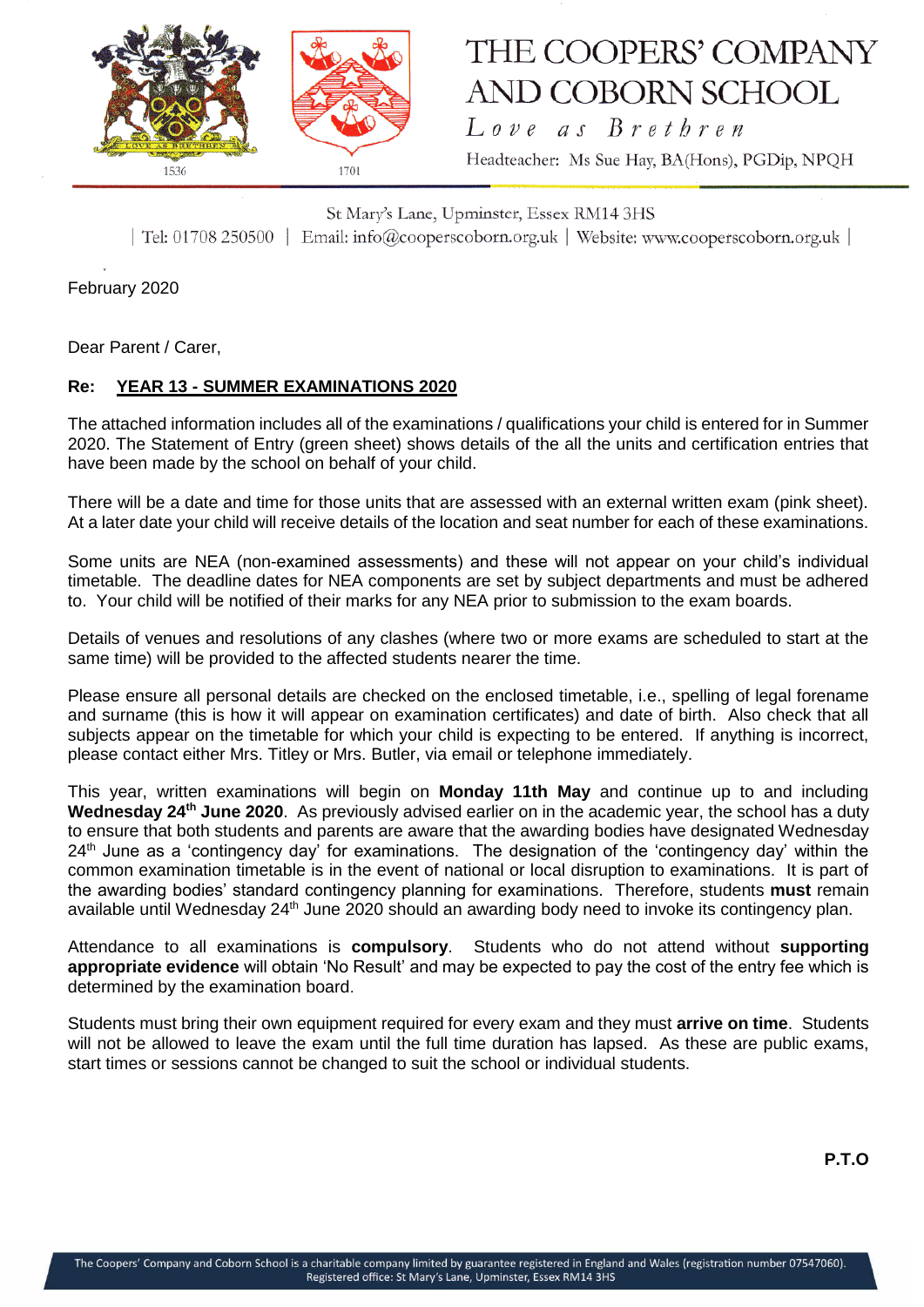# THE COOPERS' COMPANY AND COBORN SCHOOL

*Love as Brethren*

Headteacher: Ms Sue Hay, BA(Hons), PGDip, NPQH

St Mary's Lane, Upminster, Essex RM14 3HS

| Tel: 01708 250500 | Email: info@cooperscoborn.org.uk | Website: www.cooperscoborn.org.uk |

February 2020

Dear Parent / Carer,

**Re: <u>YEAR 13 - SUMMER EXAMINATIONS 2020</u>**

The attached information includes all of the examinations / qualifications your child is entered for in Summer 2020. The Statement of Entry (green sheet) shows details of the all the units and certification entries that have been made by the school on behalf of your child.

There will be a date and time for those units that are assessed with an external written exam (pink sheet). At a later date your child will receive details of the location and seat number for each of these examinations.

Some units are NEA (non-examined assessments) and these will not appear on your child's individual timetable. The deadline dates for NEA components are set by subject departments and must be adhered to. Your child will be notified of their marks for any NEA prior to submission to the exam boards.

Details of venues and resolutions of any clashes (where two or more exams are scheduled to start at the same time) will be provided to the affected students nearer the time.

Please ensure all personal details are checked on the enclosed timetable, i.e., spelling of legal forename and surname (this is how it will appear on examination certificates) and date of birth. Also check that all subjects appear on the timetable for which your child is expecting to be entered. If anything is incorrect, please contact either Mrs. Titley or Mrs. Butler, via email or telephone immediately.

This year, written examinations will begin on **Monday 11th May** and continue up to and including **Wednesday 24th June 2020**. As previously advised earlier on in the academic year, the school has a duty to ensure that both students and parents are aware that the awarding bodies have designated Wednesday 24th June as a 'contingency day' for examinations. The designation of the 'contingency day' within the common examination timetable is in the event of national or local disruption to examinations. It is part of the awarding bodies' standard contingency planning for examinations. Therefore, students **must** remain available until Wednesday 24th June 2020 should an awarding body need to invoke its contingency plan.

Attendance to all examinations is **compulsory**. Students who do not attend without **supporting appropriate evidence** will obtain 'No Result' and may be expected to pay the cost of the entry fee which is determined by the examination board.

Students must bring their own equipment required for every exam and they must **arrive on time**. Students will not be allowed to leave the exam until the full time duration has lapsed. As these are public exams, start times or sessions cannot be changed to suit the school or individual students.

**P.T.O**

The Coopers' Company and Coborn School is a charitable company limited by guarantee registered in England and Wales (registration number 07547060). Registered office: St Mary's Lane, Upminster, Essex RM14 3HS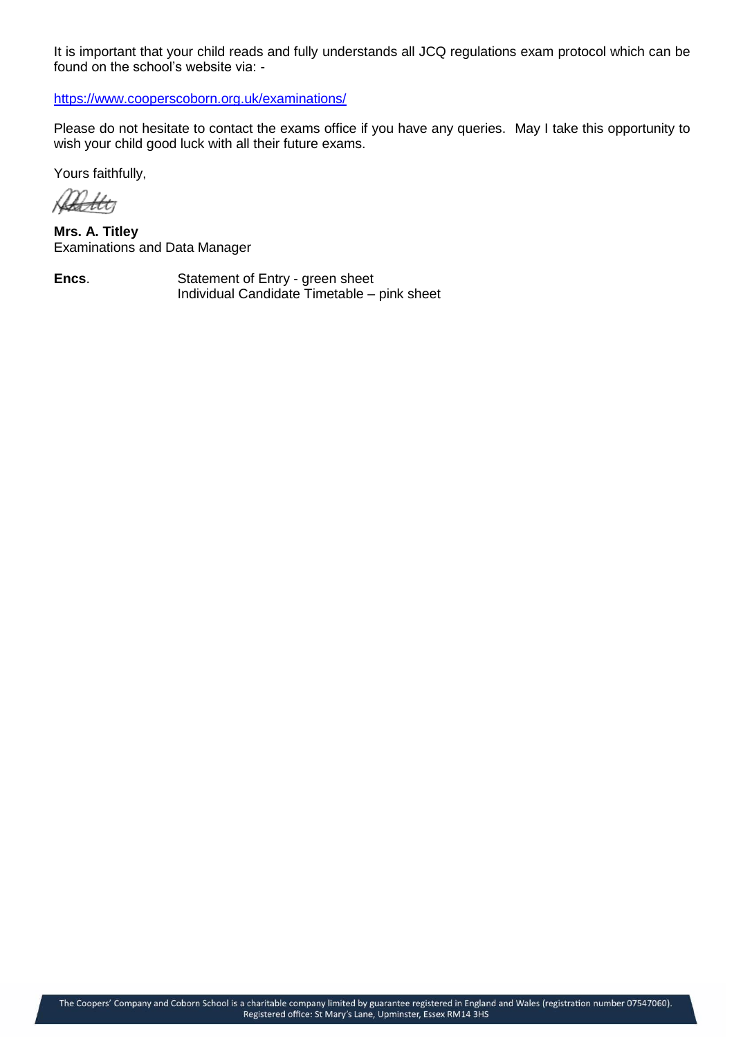It is important that your child reads and fully understands all JCQ regulations exam protocol which can be found on the school's website via: -

https://www.cooperscoborn.org.uk/examinations/

Please do not hesitate to contact the exams office if you have any queries. May I take this opportunity to wish your child good luck with all their future exams.

Yours faithfully,

**Mrs. A. Titley**
Examinations and Data Manager

**Encs**. Statement of Entry - green sheet
Individual Candidate Timetable – pink sheet

The Coopers' Company and Coborn School is a charitable company limited by guarantee registered in England and Wales (registration number 07547060).
Registered office: St Mary's Lane, Upminster, Essex RM14 3HS